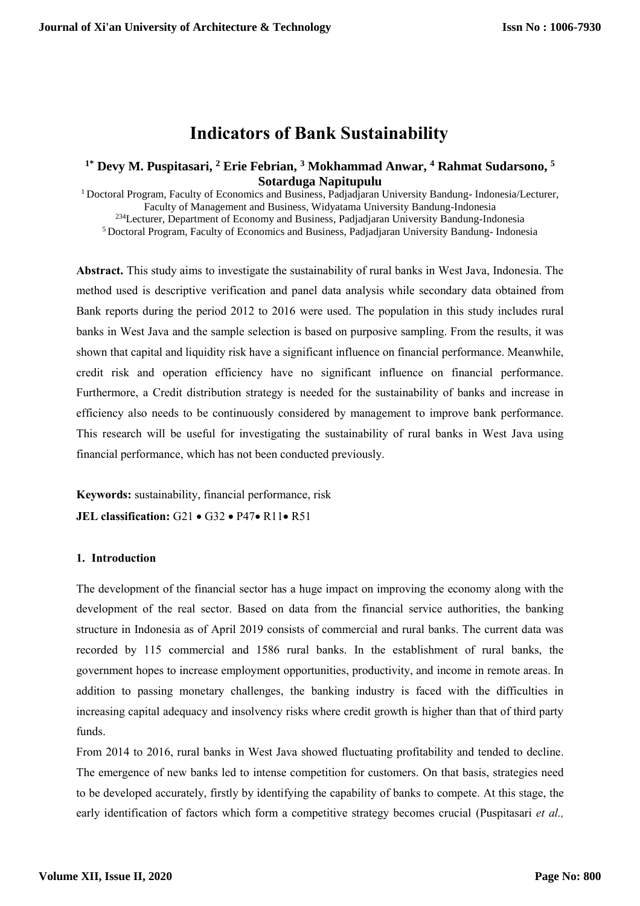# Indicators of Bank Sustainability

**[1*] Devy M. Puspitasari, [2] Erie Febrian, [3] Mokhammad Anwar, [4] Rahmat Sudarsono, [5] Sotarduga Napitupulu**

[1] Doctoral Program, Faculty of Economics and Business, Padjadjaran University Bandung- Indonesia/Lecturer, Faculty of Management and Business, Widyatama University Bandung-Indonesia
[234]Lecturer, Department of Economy and Business, Padjadjaran University Bandung-Indonesia
[5] Doctoral Program, Faculty of Economics and Business, Padjadjaran University Bandung- Indonesia

**Abstract.** This study aims to investigate the sustainability of rural banks in West Java, Indonesia. The method used is descriptive verification and panel data analysis while secondary data obtained from Bank reports during the period 2012 to 2016 were used. The population in this study includes rural banks in West Java and the sample selection is based on purposive sampling. From the results, it was shown that capital and liquidity risk have a significant influence on financial performance. Meanwhile, credit risk and operation efficiency have no significant influence on financial performance. Furthermore, a Credit distribution strategy is needed for the sustainability of banks and increase in efficiency also needs to be continuously considered by management to improve bank performance. This research will be useful for investigating the sustainability of rural banks in West Java using financial performance, which has not been conducted previously.

**Keywords:** sustainability, financial performance, risk

**JEL classification:** G21 • G32 • P47• R11• R51

## 1. Introduction

The development of the financial sector has a huge impact on improving the economy along with the development of the real sector. Based on data from the financial service authorities, the banking structure in Indonesia as of April 2019 consists of commercial and rural banks. The current data was recorded by 115 commercial and 1586 rural banks. In the establishment of rural banks, the government hopes to increase employment opportunities, productivity, and income in remote areas. In addition to passing monetary challenges, the banking industry is faced with the difficulties in increasing capital adequacy and insolvency risks where credit growth is higher than that of third party funds.

From 2014 to 2016, rural banks in West Java showed fluctuating profitability and tended to decline. The emergence of new banks led to intense competition for customers. On that basis, strategies need to be developed accurately, firstly by identifying the capability of banks to compete. At this stage, the early identification of factors which form a competitive strategy becomes crucial (Puspitasari *et al.,*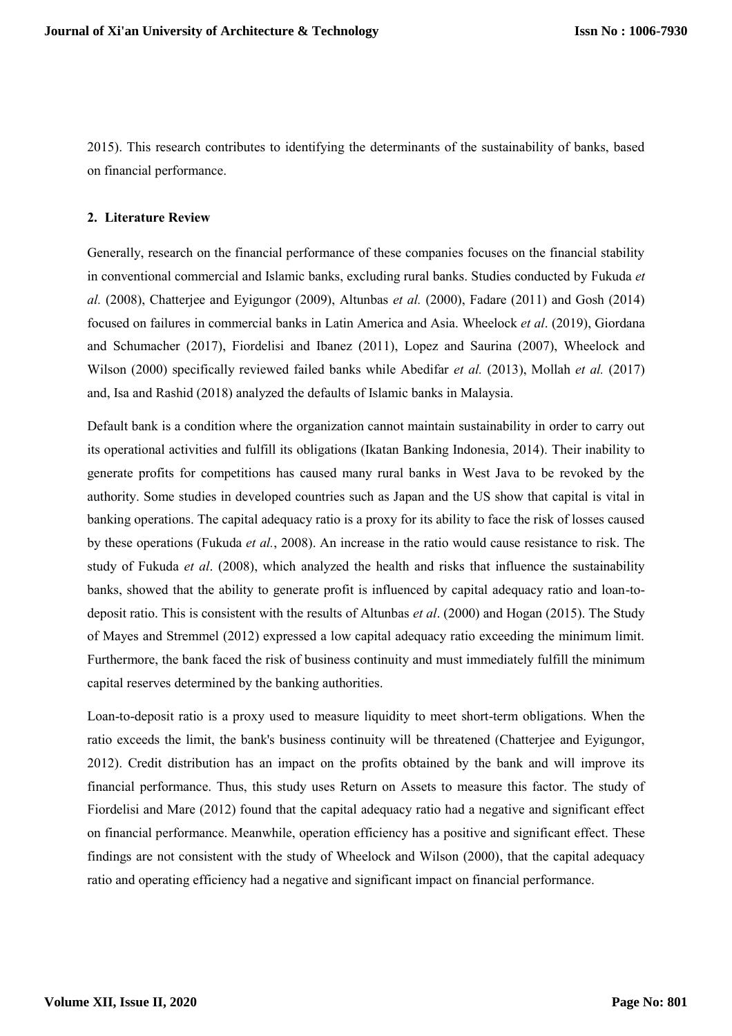2015). This research contributes to identifying the determinants of the sustainability of banks, based on financial performance.

## 2. Literature Review

Generally, research on the financial performance of these companies focuses on the financial stability in conventional commercial and Islamic banks, excluding rural banks. Studies conducted by Fukuda *et al.* (2008), Chatterjee and Eyigungor (2009), Altunbas *et al.* (2000), Fadare (2011) and Gosh (2014) focused on failures in commercial banks in Latin America and Asia. Wheelock *et al*. (2019), Giordana and Schumacher (2017), Fiordelisi and Ibanez (2011), Lopez and Saurina (2007), Wheelock and Wilson (2000) specifically reviewed failed banks while Abedifar *et al.* (2013), Mollah *et al.* (2017) and, Isa and Rashid (2018) analyzed the defaults of Islamic banks in Malaysia.

Default bank is a condition where the organization cannot maintain sustainability in order to carry out its operational activities and fulfill its obligations (Ikatan Banking Indonesia, 2014). Their inability to generate profits for competitions has caused many rural banks in West Java to be revoked by the authority. Some studies in developed countries such as Japan and the US show that capital is vital in banking operations. The capital adequacy ratio is a proxy for its ability to face the risk of losses caused by these operations (Fukuda *et al.*, 2008). An increase in the ratio would cause resistance to risk. The study of Fukuda *et al*. (2008), which analyzed the health and risks that influence the sustainability banks, showed that the ability to generate profit is influenced by capital adequacy ratio and loan-to-deposit ratio. This is consistent with the results of Altunbas *et al*. (2000) and Hogan (2015). The Study of Mayes and Stremmel (2012) expressed a low capital adequacy ratio exceeding the minimum limit. Furthermore, the bank faced the risk of business continuity and must immediately fulfill the minimum capital reserves determined by the banking authorities.

Loan-to-deposit ratio is a proxy used to measure liquidity to meet short-term obligations. When the ratio exceeds the limit, the bank's business continuity will be threatened (Chatterjee and Eyigungor, 2012). Credit distribution has an impact on the profits obtained by the bank and will improve its financial performance. Thus, this study uses Return on Assets to measure this factor. The study of Fiordelisi and Mare (2012) found that the capital adequacy ratio had a negative and significant effect on financial performance. Meanwhile, operation efficiency has a positive and significant effect. These findings are not consistent with the study of Wheelock and Wilson (2000), that the capital adequacy ratio and operating efficiency had a negative and significant impact on financial performance.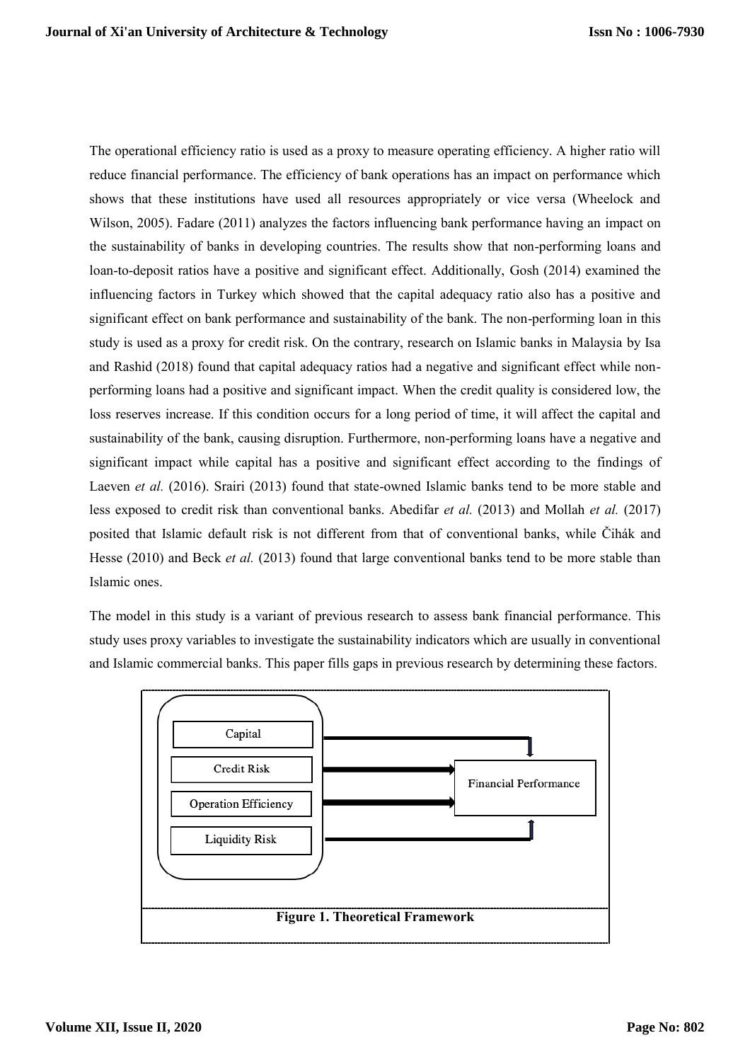The operational efficiency ratio is used as a proxy to measure operating efficiency. A higher ratio will reduce financial performance. The efficiency of bank operations has an impact on performance which shows that these institutions have used all resources appropriately or vice versa (Wheelock and Wilson, 2005). Fadare (2011) analyzes the factors influencing bank performance having an impact on the sustainability of banks in developing countries. The results show that non-performing loans and loan-to-deposit ratios have a positive and significant effect. Additionally, Gosh (2014) examined the influencing factors in Turkey which showed that the capital adequacy ratio also has a positive and significant effect on bank performance and sustainability of the bank. The non-performing loan in this study is used as a proxy for credit risk. On the contrary, research on Islamic banks in Malaysia by Isa and Rashid (2018) found that capital adequacy ratios had a negative and significant effect while non-performing loans had a positive and significant impact. When the credit quality is considered low, the loss reserves increase. If this condition occurs for a long period of time, it will affect the capital and sustainability of the bank, causing disruption. Furthermore, non-performing loans have a negative and significant impact while capital has a positive and significant effect according to the findings of Laeven *et al.* (2016). Srairi (2013) found that state-owned Islamic banks tend to be more stable and less exposed to credit risk than conventional banks. Abedifar *et al.* (2013) and Mollah *et al.* (2017) posited that Islamic default risk is not different from that of conventional banks, while Čihák and Hesse (2010) and Beck *et al.* (2013) found that large conventional banks tend to be more stable than Islamic ones.

The model in this study is a variant of previous research to assess bank financial performance. This study uses proxy variables to investigate the sustainability indicators which are usually in conventional and Islamic commercial banks. This paper fills gaps in previous research by determining these factors.

Capital

Credit Risk

Operation Efficiency

Liquidity Risk

Financial Performance

**Figure 1. Theoretical Framework**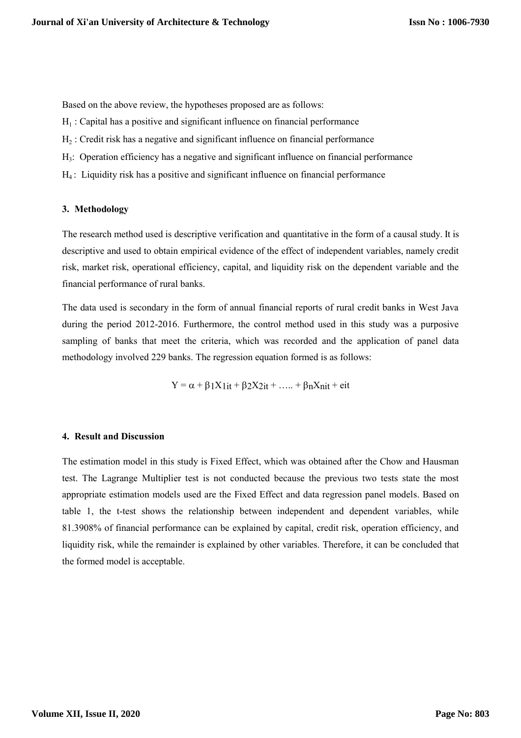Based on the above review, the hypotheses proposed are as follows:

$H_1$ : Capital has a positive and significant influence on financial performance

$H_2$ : Credit risk has a negative and significant influence on financial performance

$H_3$: Operation efficiency has a negative and significant influence on financial performance

$H_4$ : Liquidity risk has a positive and significant influence on financial performance

### 3. Methodology

The research method used is descriptive verification and quantitative in the form of a causal study. It is descriptive and used to obtain empirical evidence of the effect of independent variables, namely credit risk, market risk, operational efficiency, capital, and liquidity risk on the dependent variable and the financial performance of rural banks.

The data used is secondary in the form of annual financial reports of rural credit banks in West Java during the period 2012-2016. Furthermore, the control method used in this study was a purposive sampling of banks that meet the criteria, which was recorded and the application of panel data methodology involved 229 banks. The regression equation formed is as follows:

$$Y = \alpha + \beta_1 X_{1it} + \beta_2 X_{2it} + \ldots.. + \beta_n X_{nit} + eit$$

### 4. Result and Discussion

The estimation model in this study is Fixed Effect, which was obtained after the Chow and Hausman test. The Lagrange Multiplier test is not conducted because the previous two tests state the most appropriate estimation models used are the Fixed Effect and data regression panel models. Based on table 1, the t-test shows the relationship between independent and dependent variables, while 81.3908% of financial performance can be explained by capital, credit risk, operation efficiency, and liquidity risk, while the remainder is explained by other variables. Therefore, it can be concluded that the formed model is acceptable.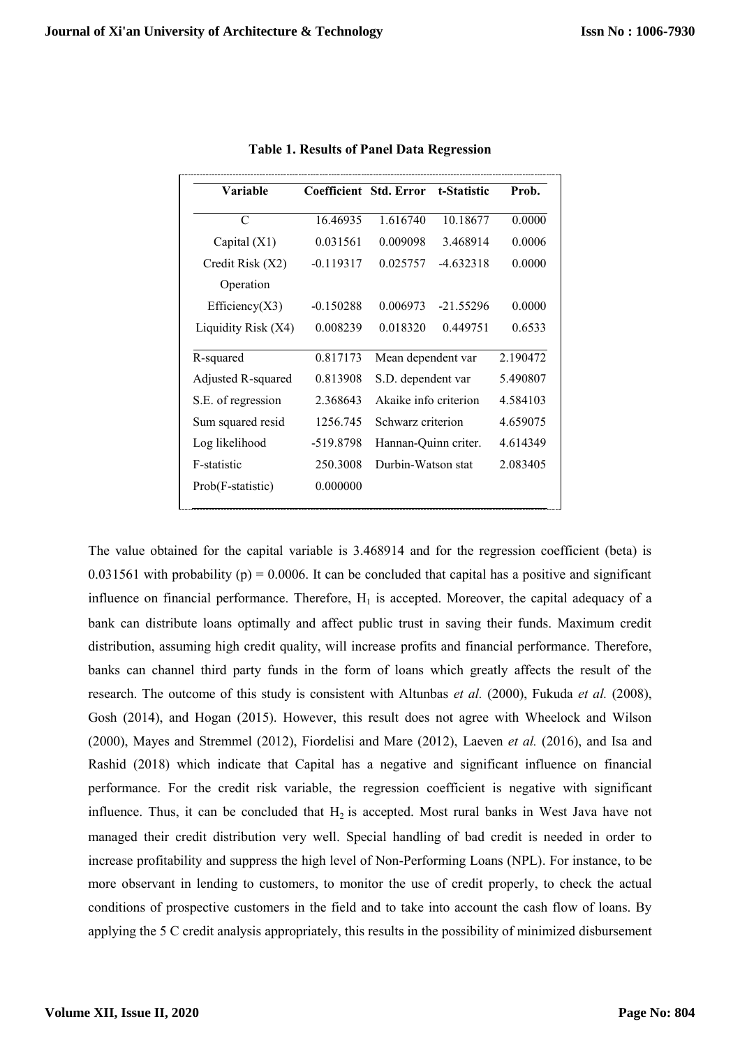**Table 1. Results of Panel Data Regression**

| Variable | Coefficient | Std. Error | t-Statistic | Prob. |
|---|---|---|---|---|
| C | 16.46935 | 1.616740 | 10.18677 | 0.0000 |
| Capital (X1) | 0.031561 | 0.009098 | 3.468914 | 0.0006 |
| Credit Risk (X2) | -0.119317 | 0.025757 | -4.632318 | 0.0000 |
| Operation Efficiency(X3) | -0.150288 | 0.006973 | -21.55296 | 0.0000 |
| Liquidity Risk (X4) | 0.008239 | 0.018320 | 0.449751 | 0.6533 |
| R-squared | 0.817173 | Mean dependent var | | 2.190472 |
| Adjusted R-squared | 0.813908 | S.D. dependent var | | 5.490807 |
| S.E. of regression | 2.368643 | Akaike info criterion | | 4.584103 |
| Sum squared resid | 1256.745 | Schwarz criterion | | 4.659075 |
| Log likelihood | -519.8798 | Hannan-Quinn criter. | | 4.614349 |
| F-statistic | 250.3008 | Durbin-Watson stat | | 2.083405 |
| Prob(F-statistic) | 0.000000 | | | |

The value obtained for the capital variable is 3.468914 and for the regression coefficient (beta) is 0.031561 with probability (p) = 0.0006. It can be concluded that capital has a positive and significant influence on financial performance. Therefore, $H_1$ is accepted. Moreover, the capital adequacy of a bank can distribute loans optimally and affect public trust in saving their funds. Maximum credit distribution, assuming high credit quality, will increase profits and financial performance. Therefore, banks can channel third party funds in the form of loans which greatly affects the result of the research. The outcome of this study is consistent with Altunbas *et al.* (2000), Fukuda *et al.* (2008), Gosh (2014), and Hogan (2015). However, this result does not agree with Wheelock and Wilson (2000), Mayes and Stremmel (2012), Fiordelisi and Mare (2012), Laeven *et al.* (2016), and Isa and Rashid (2018) which indicate that Capital has a negative and significant influence on financial performance. For the credit risk variable, the regression coefficient is negative with significant influence. Thus, it can be concluded that $H_2$ is accepted. Most rural banks in West Java have not managed their credit distribution very well. Special handling of bad credit is needed in order to increase profitability and suppress the high level of Non-Performing Loans (NPL). For instance, to be more observant in lending to customers, to monitor the use of credit properly, to check the actual conditions of prospective customers in the field and to take into account the cash flow of loans. By applying the 5 C credit analysis appropriately, this results in the possibility of minimized disbursement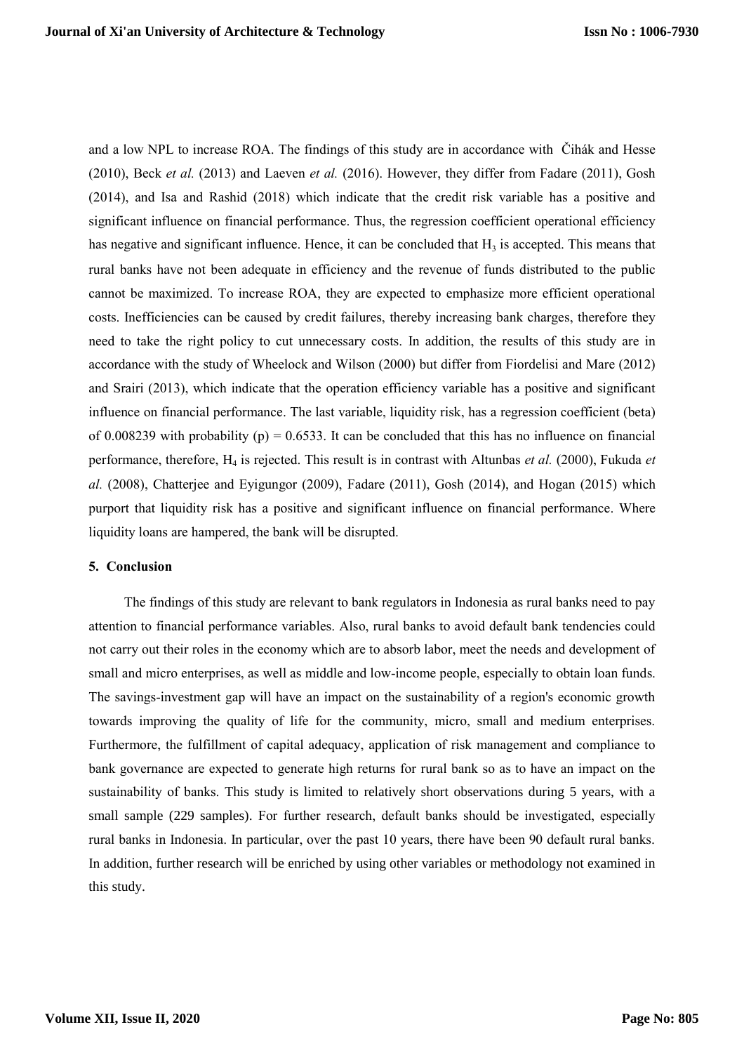and a low NPL to increase ROA. The findings of this study are in accordance with Čihák and Hesse (2010), Beck *et al.* (2013) and Laeven *et al.* (2016). However, they differ from Fadare (2011), Gosh (2014), and Isa and Rashid (2018) which indicate that the credit risk variable has a positive and significant influence on financial performance. Thus, the regression coefficient operational efficiency has negative and significant influence. Hence, it can be concluded that $H_3$ is accepted. This means that rural banks have not been adequate in efficiency and the revenue of funds distributed to the public cannot be maximized. To increase ROA, they are expected to emphasize more efficient operational costs. Inefficiencies can be caused by credit failures, thereby increasing bank charges, therefore they need to take the right policy to cut unnecessary costs. In addition, the results of this study are in accordance with the study of Wheelock and Wilson (2000) but differ from Fiordelisi and Mare (2012) and Srairi (2013), which indicate that the operation efficiency variable has a positive and significant influence on financial performance. The last variable, liquidity risk, has a regression coefficient (beta) of 0.008239 with probability (p) = 0.6533. It can be concluded that this has no influence on financial performance, therefore, $H_4$ is rejected. This result is in contrast with Altunbas *et al.* (2000), Fukuda *et al.* (2008), Chatterjee and Eyigungor (2009), Fadare (2011), Gosh (2014), and Hogan (2015) which purport that liquidity risk has a positive and significant influence on financial performance. Where liquidity loans are hampered, the bank will be disrupted.

## 5. Conclusion

The findings of this study are relevant to bank regulators in Indonesia as rural banks need to pay attention to financial performance variables. Also, rural banks to avoid default bank tendencies could not carry out their roles in the economy which are to absorb labor, meet the needs and development of small and micro enterprises, as well as middle and low-income people, especially to obtain loan funds. The savings-investment gap will have an impact on the sustainability of a region's economic growth towards improving the quality of life for the community, micro, small and medium enterprises. Furthermore, the fulfillment of capital adequacy, application of risk management and compliance to bank governance are expected to generate high returns for rural bank so as to have an impact on the sustainability of banks. This study is limited to relatively short observations during 5 years, with a small sample (229 samples). For further research, default banks should be investigated, especially rural banks in Indonesia. In particular, over the past 10 years, there have been 90 default rural banks. In addition, further research will be enriched by using other variables or methodology not examined in this study.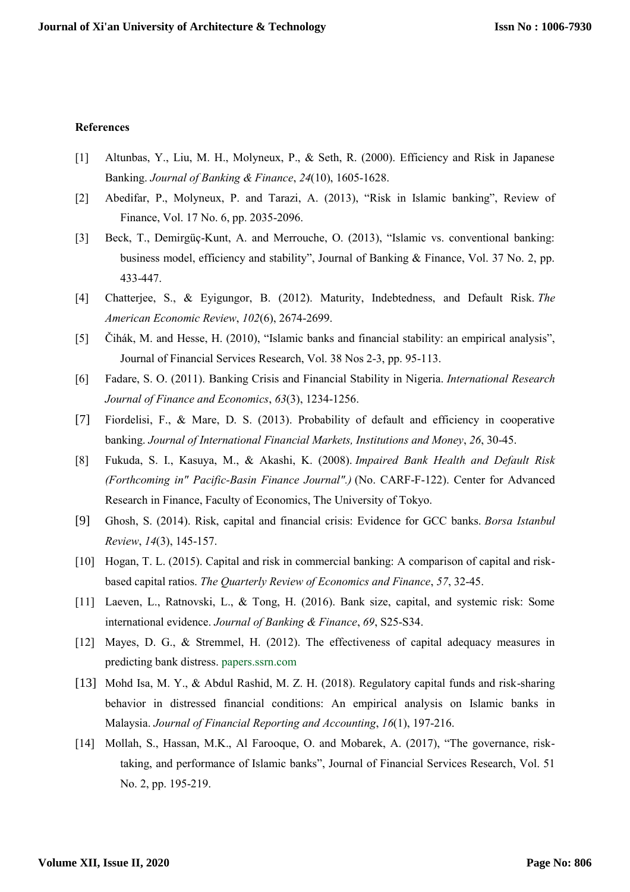**References**

[1] Altunbas, Y., Liu, M. H., Molyneux, P., & Seth, R. (2000). Efficiency and Risk in Japanese Banking. *Journal of Banking & Finance*, *24*(10), 1605-1628.

[2] Abedifar, P., Molyneux, P. and Tarazi, A. (2013), "Risk in Islamic banking", Review of Finance, Vol. 17 No. 6, pp. 2035-2096.

[3] Beck, T., Demirgüç-Kunt, A. and Merrouche, O. (2013), "Islamic vs. conventional banking: business model, efficiency and stability", Journal of Banking & Finance, Vol. 37 No. 2, pp. 433-447.

[4] Chatterjee, S., & Eyigungor, B. (2012). Maturity, Indebtedness, and Default Risk. *The American Economic Review*, *102*(6), 2674-2699.

[5] Čihák, M. and Hesse, H. (2010), "Islamic banks and financial stability: an empirical analysis", Journal of Financial Services Research, Vol. 38 Nos 2-3, pp. 95-113.

[6] Fadare, S. O. (2011). Banking Crisis and Financial Stability in Nigeria. *International Research Journal of Finance and Economics*, *63*(3), 1234-1256.

[7] Fiordelisi, F., & Mare, D. S. (2013). Probability of default and efficiency in cooperative banking. *Journal of International Financial Markets, Institutions and Money*, *26*, 30-45.

[8] Fukuda, S. I., Kasuya, M., & Akashi, K. (2008). *Impaired Bank Health and Default Risk (Forthcoming in" Pacific-Basin Finance Journal".)* (No. CARF-F-122). Center for Advanced Research in Finance, Faculty of Economics, The University of Tokyo.

[9] Ghosh, S. (2014). Risk, capital and financial crisis: Evidence for GCC banks. *Borsa Istanbul Review*, *14*(3), 145-157.

[10] Hogan, T. L. (2015). Capital and risk in commercial banking: A comparison of capital and risk-based capital ratios. *The Quarterly Review of Economics and Finance*, *57*, 32-45.

[11] Laeven, L., Ratnovski, L., & Tong, H. (2016). Bank size, capital, and systemic risk: Some international evidence. *Journal of Banking & Finance*, *69*, S25-S34.

[12] Mayes, D. G., & Stremmel, H. (2012). The effectiveness of capital adequacy measures in predicting bank distress. papers.ssrn.com

[13] Mohd Isa, M. Y., & Abdul Rashid, M. Z. H. (2018). Regulatory capital funds and risk-sharing behavior in distressed financial conditions: An empirical analysis on Islamic banks in Malaysia. *Journal of Financial Reporting and Accounting*, *16*(1), 197-216.

[14] Mollah, S., Hassan, M.K., Al Farooque, O. and Mobarek, A. (2017), "The governance, risk-taking, and performance of Islamic banks", Journal of Financial Services Research, Vol. 51 No. 2, pp. 195-219.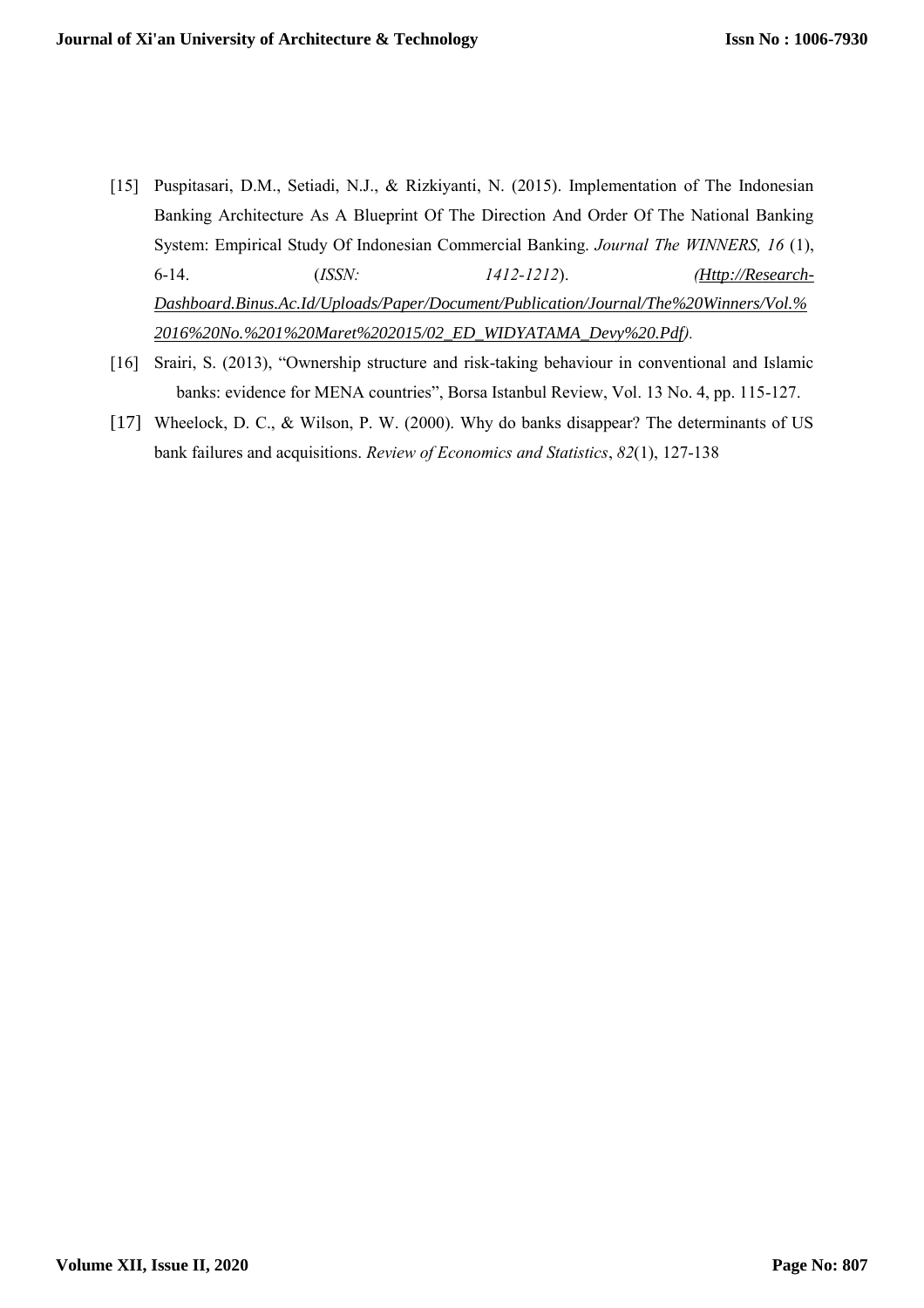[15] Puspitasari, D.M., Setiadi, N.J., & Rizkiyanti, N. (2015). Implementation of The Indonesian Banking Architecture As A Blueprint Of The Direction And Order Of The National Banking System: Empirical Study Of Indonesian Commercial Banking. *Journal The WINNERS, 16* (1), 6-14. (*ISSN: 1412-1212*). *(Http://Research-Dashboard.Binus.Ac.Id/Uploads/Paper/Document/Publication/Journal/The%20Winners/Vol.%2016%20No.%201%20Maret%202015/02_ED_WIDYATAMA_Devy%20.Pdf).*

[16] Srairi, S. (2013), "Ownership structure and risk-taking behaviour in conventional and Islamic banks: evidence for MENA countries", Borsa Istanbul Review, Vol. 13 No. 4, pp. 115-127.

[17] Wheelock, D. C., & Wilson, P. W. (2000). Why do banks disappear? The determinants of US bank failures and acquisitions. *Review of Economics and Statistics*, *82*(1), 127-138